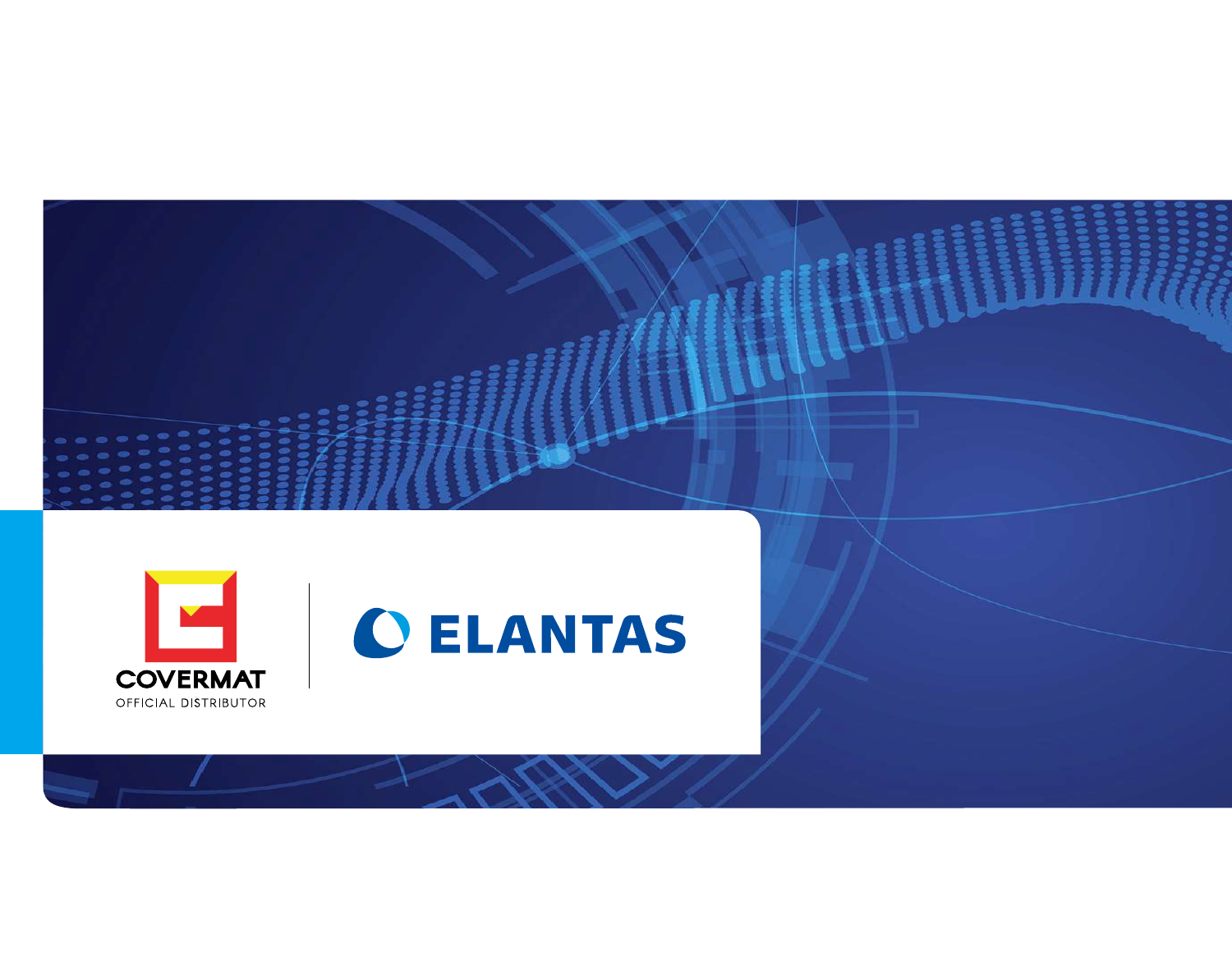COVERMAT

OFFICIAL DISTRIBUTOR

ELANTAS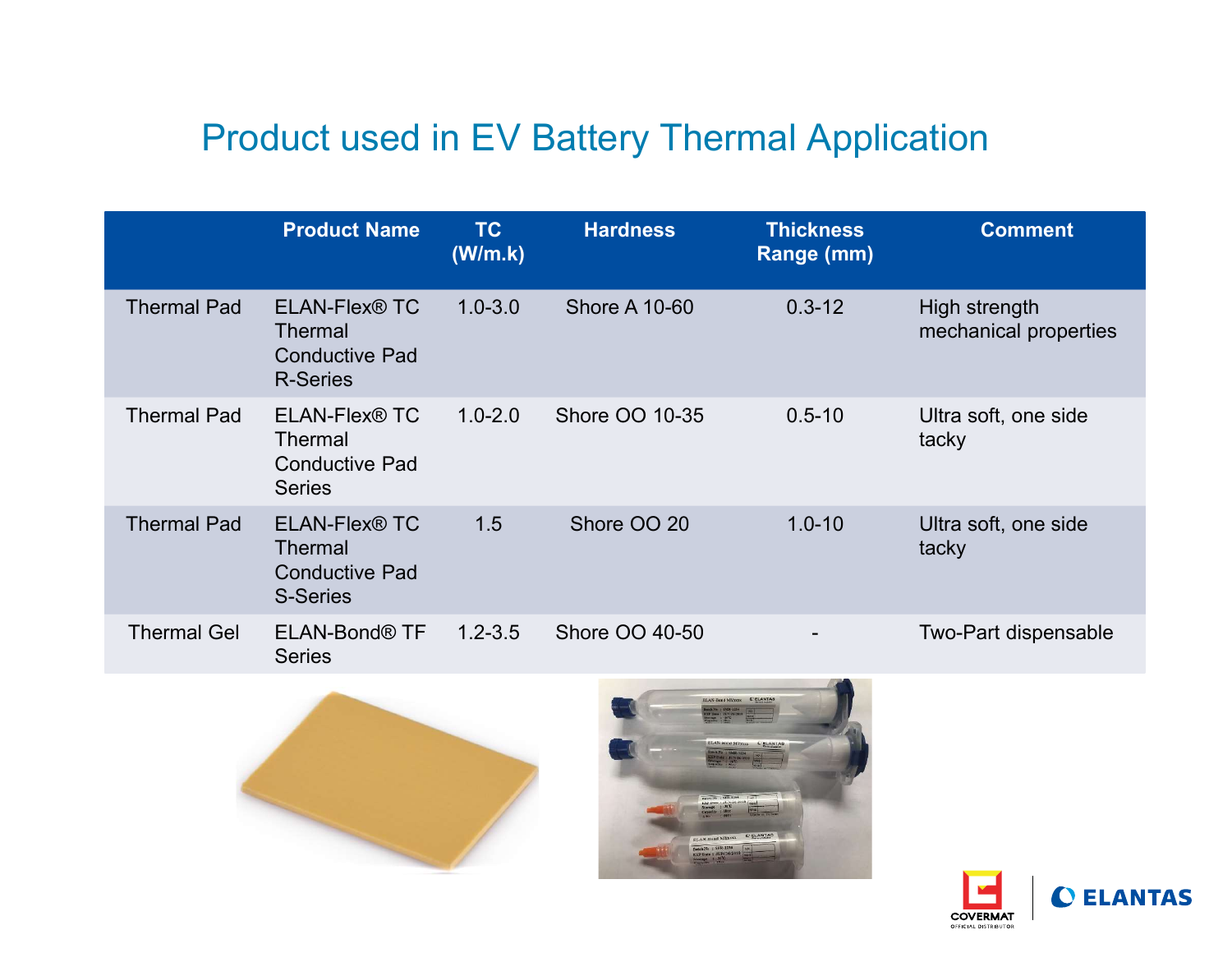# Product used in EV Battery Thermal Application

| | Product Name | TC (W/m.k) | Hardness | Thickness Range (mm) | Comment |
|---|---|---|---|---|---|
| Thermal Pad | ELAN-Flex® TC Thermal Conductive Pad R-Series | 1.0-3.0 | Shore A 10-60 | 0.3-12 | High strength mechanical properties |
| Thermal Pad | ELAN-Flex® TC Thermal Conductive Pad Series | 1.0-2.0 | Shore OO 10-35 | 0.5-10 | Ultra soft, one side tacky |
| Thermal Pad | ELAN-Flex® TC Thermal Conductive Pad S-Series | 1.5 | Shore OO 20 | 1.0-10 | Ultra soft, one side tacky |
| Thermal Gel | ELAN-Bond® TF Series | 1.2-3.5 | Shore OO 40-50 | - | Two-Part dispensable |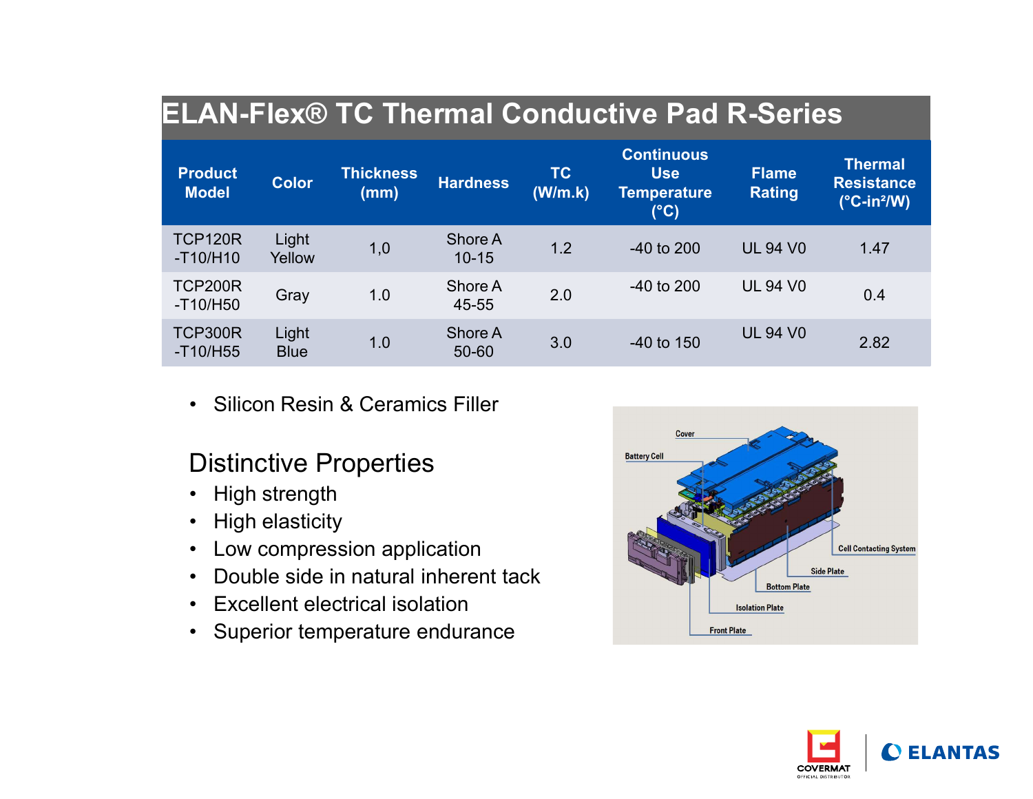# ELAN-Flex® TC Thermal Conductive Pad R-Series

| Product Model | Color | Thickness (mm) | Hardness | TC (W/m.k) | Continuous Use Temperature (°C) | Flame Rating | Thermal Resistance (°C-in²/W) |
|---|---|---|---|---|---|---|---|
| TCP120R -T10/H10 | Light Yellow | 1,0 | Shore A 10-15 | 1.2 | -40 to 200 | UL 94 V0 | 1.47 |
| TCP200R -T10/H50 | Gray | 1.0 | Shore A 45-55 | 2.0 | -40 to 200 | UL 94 V0 | 0.4 |
| TCP300R -T10/H55 | Light Blue | 1.0 | Shore A 50-60 | 3.0 | -40 to 150 | UL 94 V0 | 2.82 |

- Silicon Resin & Ceramics Filler

## Distinctive Properties

- High strength
- High elasticity
- Low compression application
- Double side in natural inherent tack
- Excellent electrical isolation
- Superior temperature endurance

Cover

Battery Cell

Cell Contacting System

Side Plate

Bottom Plate

Isolation Plate

Front Plate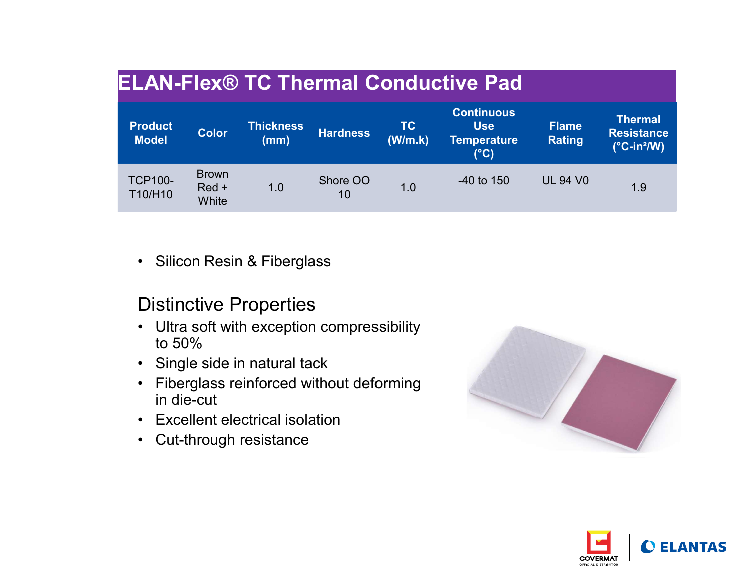# ELAN-Flex® TC Thermal Conductive Pad

| Product Model | Color | Thickness (mm) | Hardness | TC (W/m.k) | Continuous Use Temperature (°C) | Flame Rating | Thermal Resistance (°C-in²/W) |
|---|---|---|---|---|---|---|---|
| TCP100-T10/H10 | Brown Red + White | 1.0 | Shore OO 10 | 1.0 | -40 to 150 | UL 94 V0 | 1.9 |

- Silicon Resin & Fiberglass

## Distinctive Properties

- Ultra soft with exception compressibility to 50%
- Single side in natural tack
- Fiberglass reinforced without deforming in die-cut
- Excellent electrical isolation
- Cut-through resistance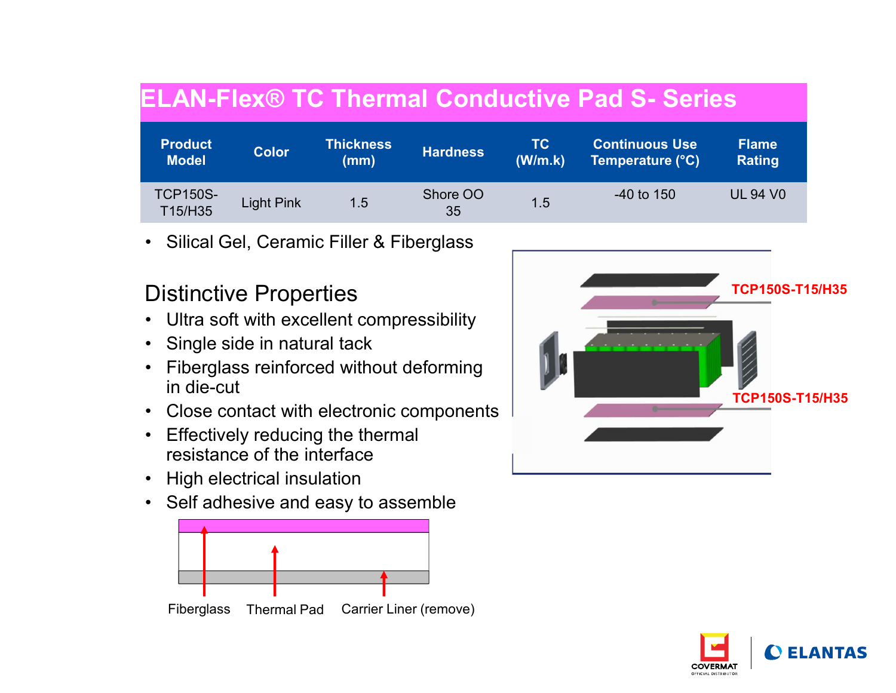# ELAN-Flex® TC Thermal Conductive Pad S- Series

| Product Model | Color | Thickness (mm) | Hardness | TC (W/m.k) | Continuous Use Temperature (°C) | Flame Rating |
|---|---|---|---|---|---|---|
| TCP150S-T15/H35 | Light Pink | 1.5 | Shore OO 35 | 1.5 | -40 to 150 | UL 94 V0 |

- Silical Gel, Ceramic Filler & Fiberglass

## Distinctive Properties

- Ultra soft with excellent compressibility
- Single side in natural tack
- Fiberglass reinforced without deforming in die-cut
- Close contact with electronic components
- Effectively reducing the thermal resistance of the interface
- High electrical insulation
- Self adhesive and easy to assemble

TCP150S-T15/H35

TCP150S-T15/H35

Fiberglass    Thermal Pad    Carrier Liner (remove)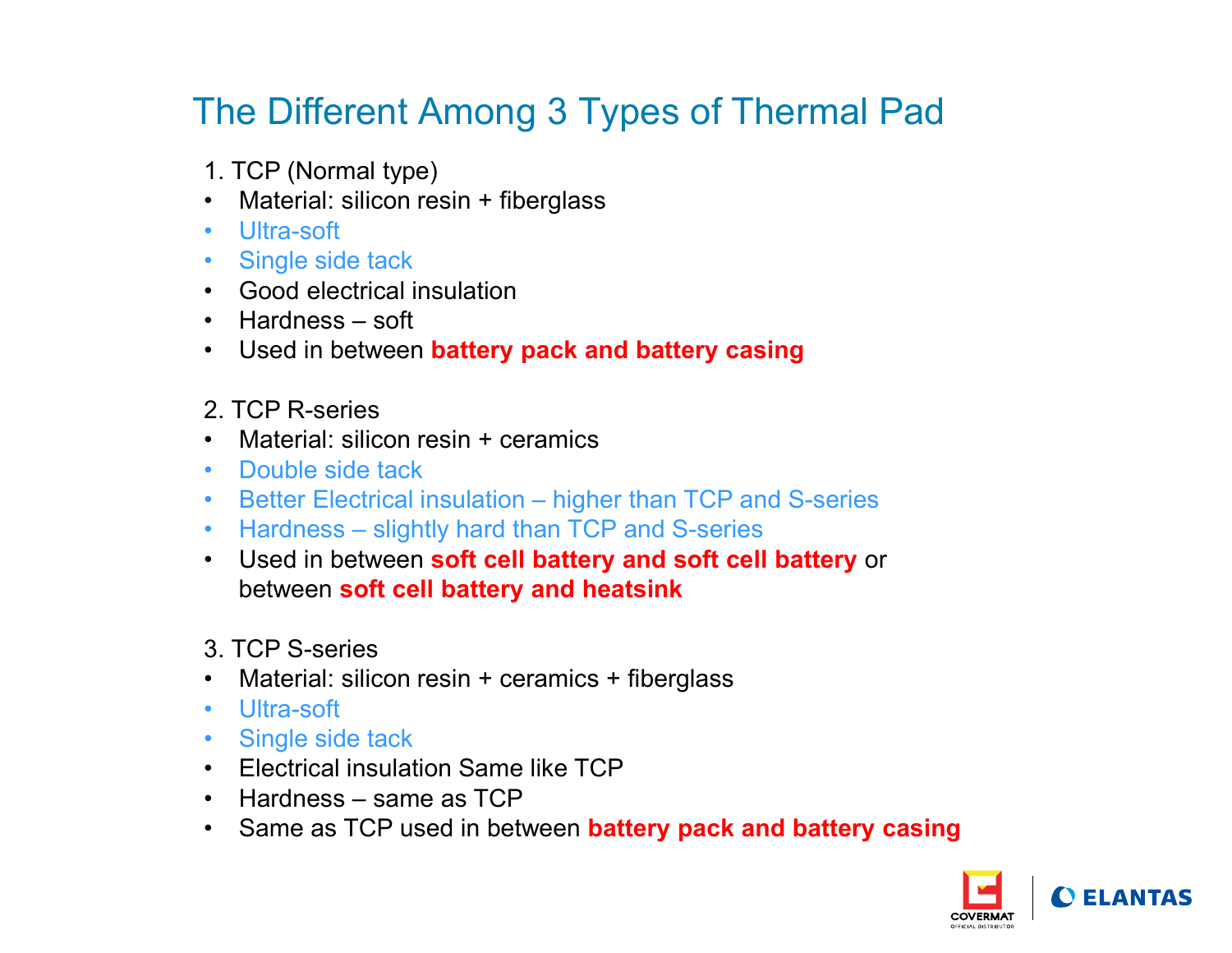# The Different Among 3 Types of Thermal Pad

1. TCP (Normal type)

- Material: silicon resin + fiberglass
- Ultra-soft
- Single side tack
- Good electrical insulation
- Hardness – soft
- Used in between **battery pack and battery casing**

2. TCP R-series

- Material: silicon resin + ceramics
- Double side tack
- Better Electrical insulation – higher than TCP and S-series
- Hardness – slightly hard than TCP and S-series
- Used in between **soft cell battery and soft cell battery** or between **soft cell battery and heatsink**

3. TCP S-series

- Material: silicon resin + ceramics + fiberglass
- Ultra-soft
- Single side tack
- Electrical insulation Same like TCP
- Hardness – same as TCP
- Same as TCP used in between **battery pack and battery casing**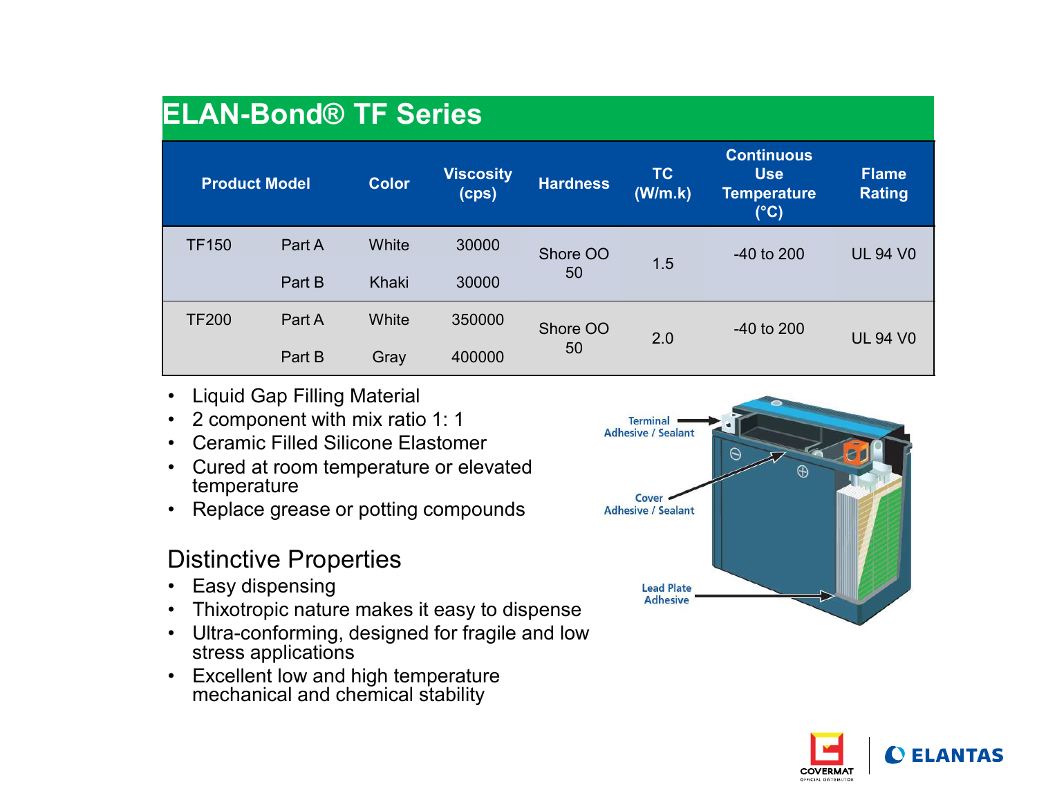# ELAN-Bond® TF Series

| Product Model | | Color | Viscosity (cps) | Hardness | TC (W/m.k) | Continuous Use Temperature (°C) | Flame Rating |
|---|---|---|---|---|---|---|---|
| TF150 | Part A | White | 30000 | Shore OO 50 | 1.5 | -40 to 200 | UL 94 V0 |
| | Part B | Khaki | 30000 | | | | |
| TF200 | Part A | White | 350000 | Shore OO 50 | 2.0 | -40 to 200 | UL 94 V0 |
| | Part B | Gray | 400000 | | | | |

- Liquid Gap Filling Material
- 2 component with mix ratio 1: 1
- Ceramic Filled Silicone Elastomer
- Cured at room temperature or elevated temperature
- Replace grease or potting compounds

Terminal Adhesive / Sealant

Cover Adhesive / Sealant

Lead Plate Adhesive

## Distinctive Properties

- Easy dispensing
- Thixotropic nature makes it easy to dispense
- Ultra-conforming, designed for fragile and low stress applications
- Excellent low and high temperature mechanical and chemical stability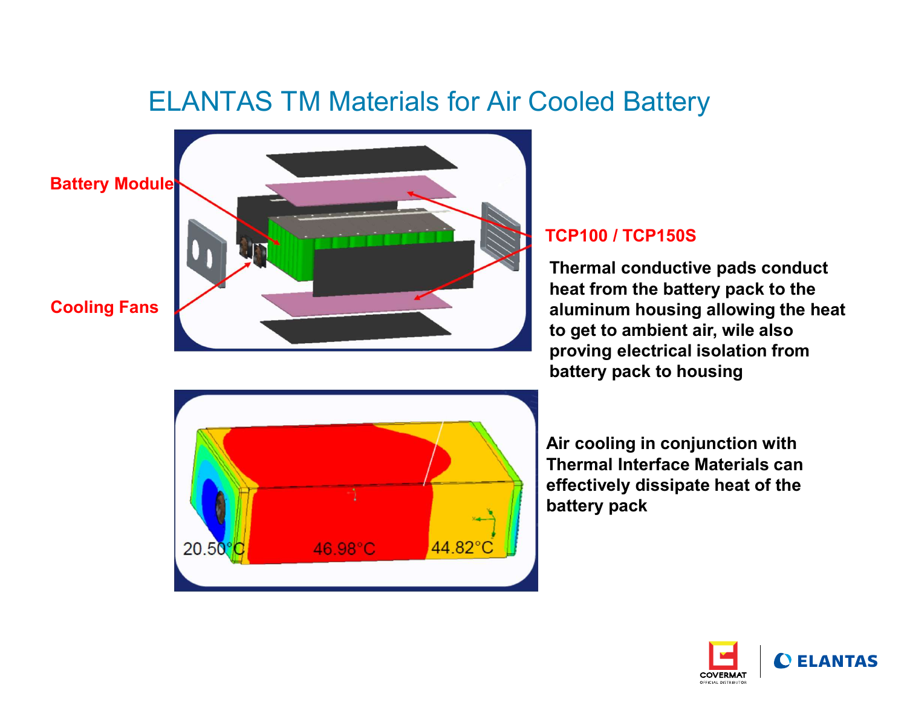# ELANTAS TM Materials for Air Cooled Battery

Battery Module

Cooling Fans

**TCP100 / TCP150S**

**Thermal conductive pads conduct heat from the battery pack to the aluminum housing allowing the heat to get to ambient air, wile also proving electrical isolation from battery pack to housing**

20.50°C    46.98°C    44.82°C

**Air cooling in conjunction with Thermal Interface Materials can effectively dissipate heat of the battery pack**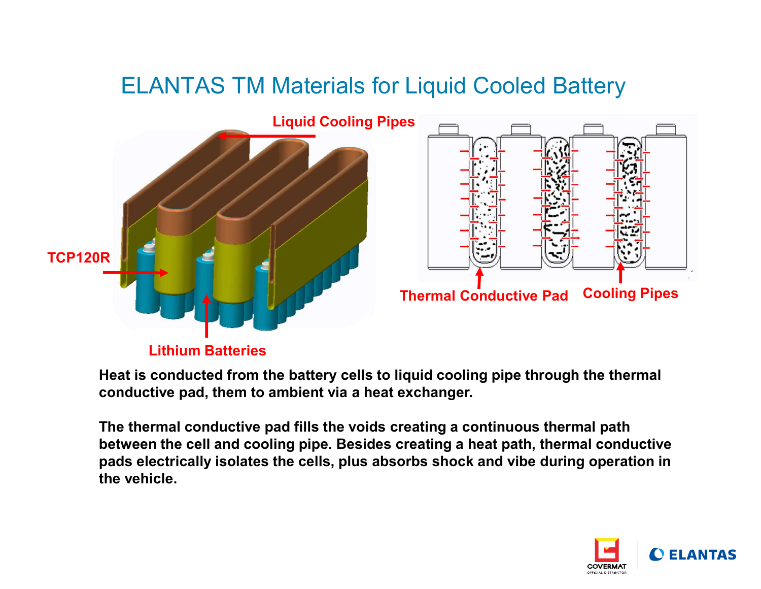# ELANTAS TM Materials for Liquid Cooled Battery

Liquid Cooling Pipes

TCP120R

Lithium Batteries

Thermal Conductive Pad

Cooling Pipes

**Heat is conducted from the battery cells to liquid cooling pipe through the thermal conductive pad, them to ambient via a heat exchanger.**

**The thermal conductive pad fills the voids creating a continuous thermal path between the cell and cooling pipe. Besides creating a heat path, thermal conductive pads electrically isolates the cells, plus absorbs shock and vibe during operation in the vehicle.**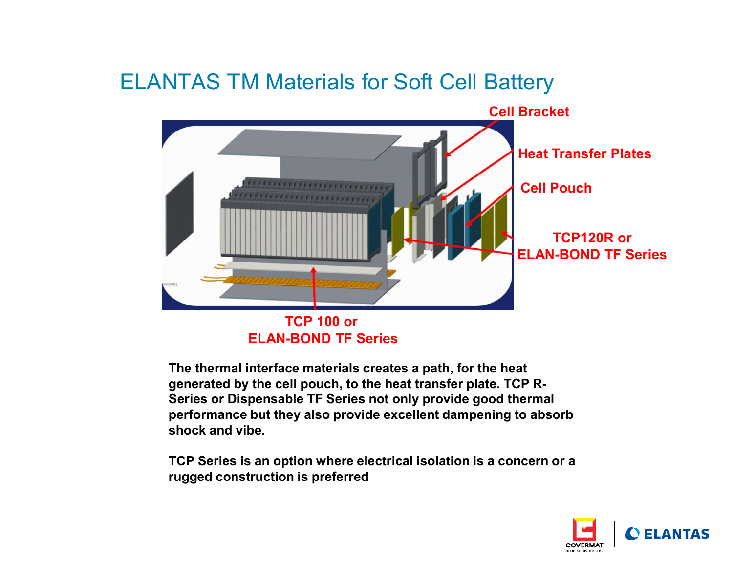# ELANTAS TM Materials for Soft Cell Battery

Cell Bracket

Heat Transfer Plates

Cell Pouch

TCP120R or ELAN-BOND TF Series

TCP 100 or ELAN-BOND TF Series

**The thermal interface materials creates a path, for the heat generated by the cell pouch, to the heat transfer plate. TCP R-Series or Dispensable TF Series not only provide good thermal performance but they also provide excellent dampening to absorb shock and vibe.**

**TCP Series is an option where electrical isolation is a concern or a rugged construction is preferred**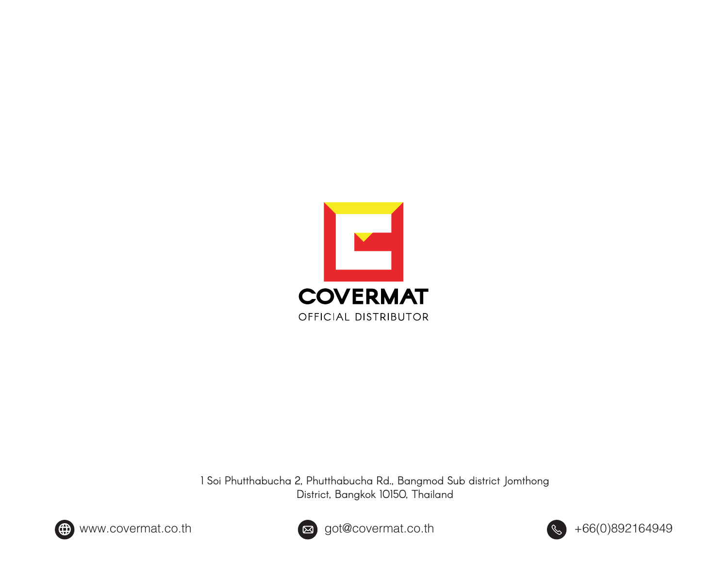COVERMAT

OFFICIAL DISTRIBUTOR

1 Soi Phutthabucha 2, Phutthabucha Rd., Bangmod Sub district Jomthong District, Bangkok 10150, Thailand

www.covermat.co.th

got@covermat.co.th

+66(0)892164949